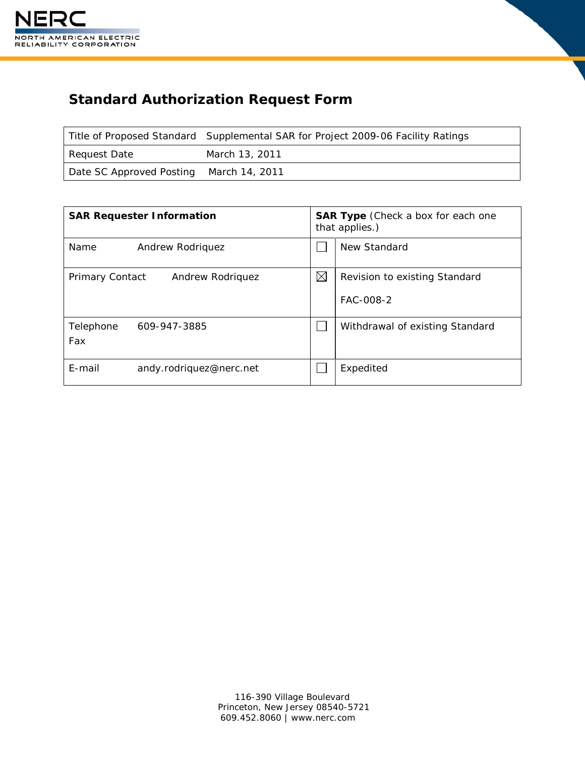# Standard Authorization Request Form

| Title of Proposed Standard | Supplemental SAR for Project 2009-06 Facility Ratings |
|---|---|
| Request Date | March 13, 2011 |
| Date SC Approved Posting | March 14, 2011 |

| **SAR Requester Information** | | **SAR Type** (Check a box for each one that applies.) |
|---|---|---|
| Name Andrew Rodriquez | ☐ | New Standard |
| Primary Contact Andrew Rodriquez | ☒ | Revision to existing Standard<br><br>FAC-008-2 |
| Telephone 609-947-3885<br>Fax | ☐ | Withdrawal of existing Standard |
| E-mail andy.rodriquez@nerc.net | ☐ | Expedited |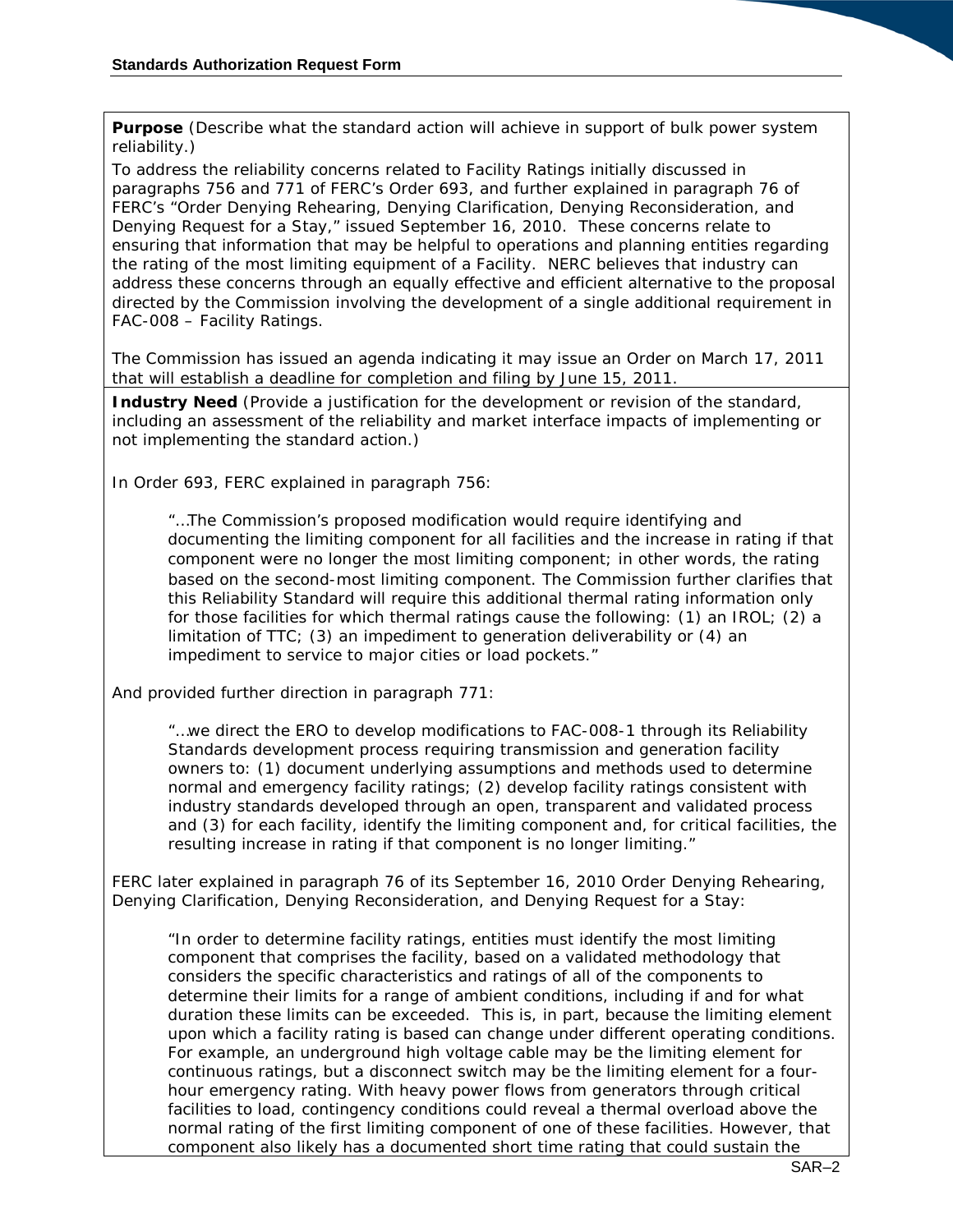**Purpose** (Describe what the standard action will achieve in support of bulk power system reliability.)

To address the reliability concerns related to Facility Ratings initially discussed in paragraphs 756 and 771 of FERC's Order 693, and further explained in paragraph 76 of FERC's "Order Denying Rehearing, Denying Clarification, Denying Reconsideration, and Denying Request for a Stay," issued September 16, 2010. These concerns relate to ensuring that information that may be helpful to operations and planning entities regarding the rating of the most limiting equipment of a Facility. NERC believes that industry can address these concerns through an equally effective and efficient alternative to the proposal directed by the Commission involving the development of a single additional requirement in FAC-008 – Facility Ratings.

The Commission has issued an agenda indicating it may issue an Order on March 17, 2011 that will establish a deadline for completion and filing by June 15, 2011.

**Industry Need** (Provide a justification for the development or revision of the standard, including an assessment of the reliability and market interface impacts of implementing or not implementing the standard action.)

In Order 693, FERC explained in paragraph 756:

> "…The Commission's proposed modification would require identifying and documenting the limiting component for all facilities and the increase in rating if that component were no longer the most limiting component; in other words, the rating based on the second-most limiting component. The Commission further clarifies that this Reliability Standard will require this additional thermal rating information only for those facilities for which thermal ratings cause the following: (1) an IROL; (2) a limitation of TTC; (3) an impediment to generation deliverability or (4) an impediment to service to major cities or load pockets."

And provided further direction in paragraph 771:

> "…we direct the ERO to develop modifications to FAC-008-1 through its Reliability Standards development process requiring transmission and generation facility owners to: (1) document underlying assumptions and methods used to determine normal and emergency facility ratings; (2) develop facility ratings consistent with industry standards developed through an open, transparent and validated process and (3) for each facility, identify the limiting component and, for critical facilities, the resulting increase in rating if that component is no longer limiting."

FERC later explained in paragraph 76 of its September 16, 2010 Order Denying Rehearing, Denying Clarification, Denying Reconsideration, and Denying Request for a Stay:

> "In order to determine facility ratings, entities must identify the most limiting component that comprises the facility, based on a validated methodology that considers the specific characteristics and ratings of all of the components to determine their limits for a range of ambient conditions, including if and for what duration these limits can be exceeded. This is, in part, because the limiting element upon which a facility rating is based can change under different operating conditions. For example, an underground high voltage cable may be the limiting element for continuous ratings, but a disconnect switch may be the limiting element for a four-hour emergency rating. With heavy power flows from generators through critical facilities to load, contingency conditions could reveal a thermal overload above the normal rating of the first limiting component of one of these facilities. However, that component also likely has a documented short time rating that could sustain the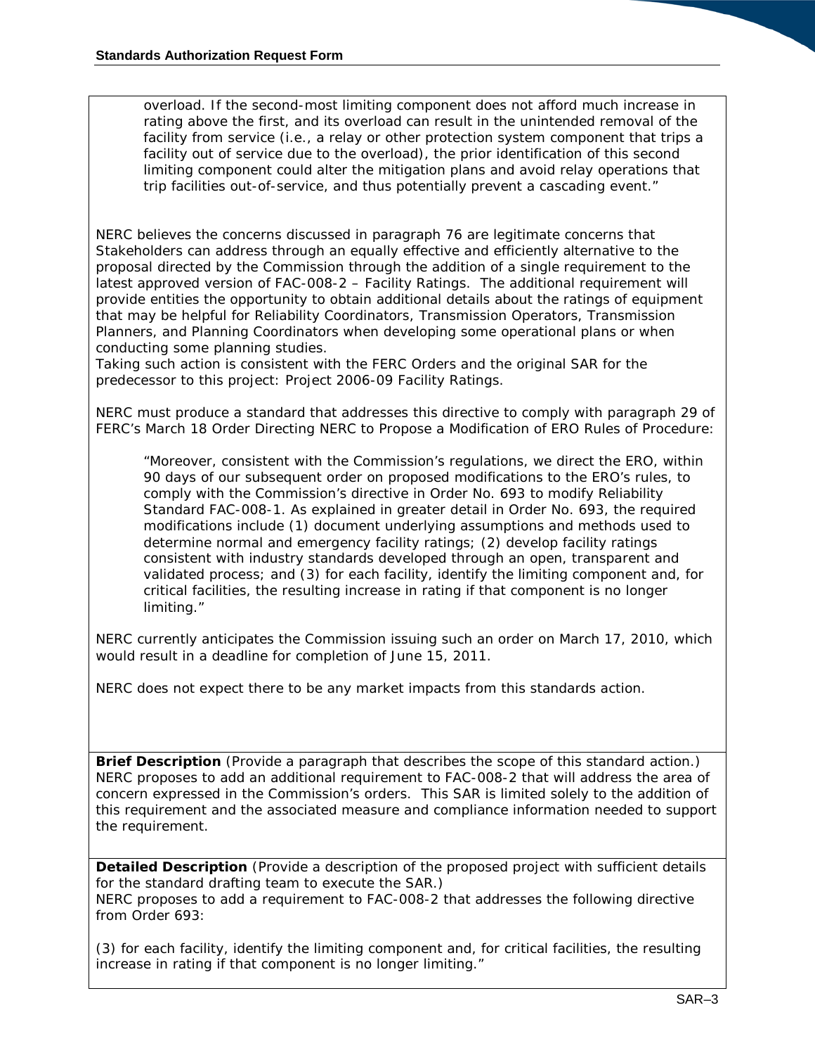> overload. If the second-most limiting component does not afford much increase in rating above the first, and its overload can result in the unintended removal of the facility from service (i.e., a relay or other protection system component that trips a facility out of service due to the overload), the prior identification of this second limiting component could alter the mitigation plans and avoid relay operations that trip facilities out-of-service, and thus potentially prevent a cascading event."

NERC believes the concerns discussed in paragraph 76 are legitimate concerns that Stakeholders can address through an equally effective and efficiently alternative to the proposal directed by the Commission through the addition of a single requirement to the latest approved version of FAC-008-2 – Facility Ratings. The additional requirement will provide entities the opportunity to obtain additional details about the ratings of equipment that may be helpful for Reliability Coordinators, Transmission Operators, Transmission Planners, and Planning Coordinators when developing some operational plans or when conducting some planning studies.

Taking such action is consistent with the FERC Orders and the original SAR for the predecessor to this project: Project 2006-09 Facility Ratings.

NERC must produce a standard that addresses this directive to comply with paragraph 29 of FERC's March 18 Order Directing NERC to Propose a Modification of ERO Rules of Procedure:

> "Moreover, consistent with the Commission's regulations, we direct the ERO, within 90 days of our subsequent order on proposed modifications to the ERO's rules, to comply with the Commission's directive in Order No. 693 to modify Reliability Standard FAC-008-1. As explained in greater detail in Order No. 693, the required modifications include (1) document underlying assumptions and methods used to determine normal and emergency facility ratings; (2) develop facility ratings consistent with industry standards developed through an open, transparent and validated process; and (3) for each facility, identify the limiting component and, for critical facilities, the resulting increase in rating if that component is no longer limiting."

NERC currently anticipates the Commission issuing such an order on March 17, 2010, which would result in a deadline for completion of June 15, 2011.

NERC does not expect there to be any market impacts from this standards action.

**Brief Description** *(Provide a paragraph that describes the scope of this standard action.)*
NERC proposes to add an additional requirement to FAC-008-2 that will address the area of concern expressed in the Commission's orders. This SAR is limited solely to the addition of this requirement and the associated measure and compliance information needed to support the requirement.

**Detailed Description** *(Provide a description of the proposed project with sufficient details for the standard drafting team to execute the SAR.)*
NERC proposes to add a requirement to FAC-008-2 that addresses the following directive from Order 693:

(3) for each facility, identify the limiting component and, for critical facilities, the resulting increase in rating if that component is no longer limiting."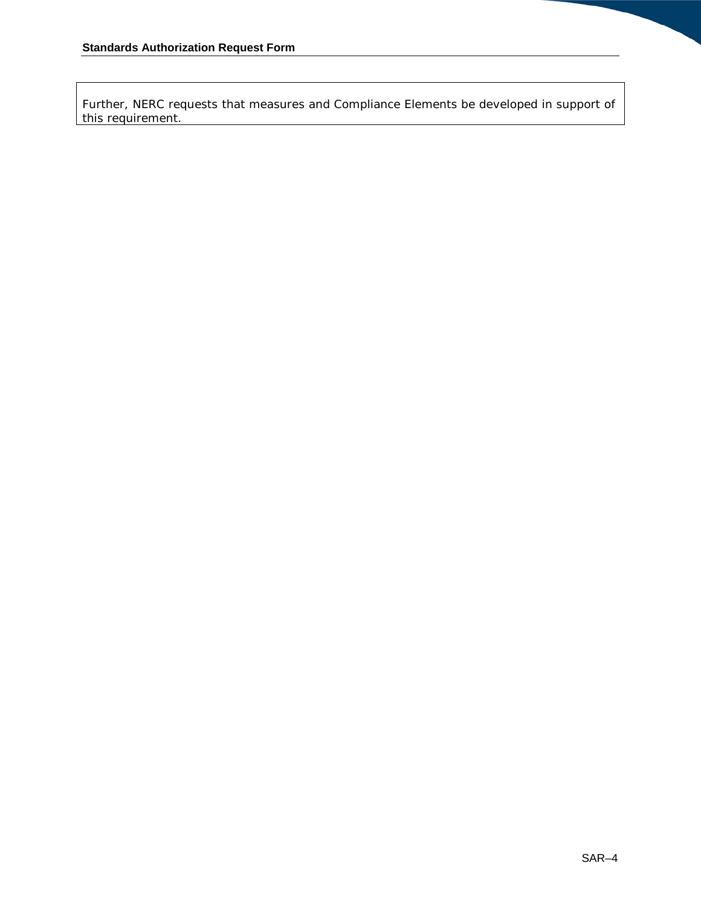Further, NERC requests that measures and Compliance Elements be developed in support of this requirement.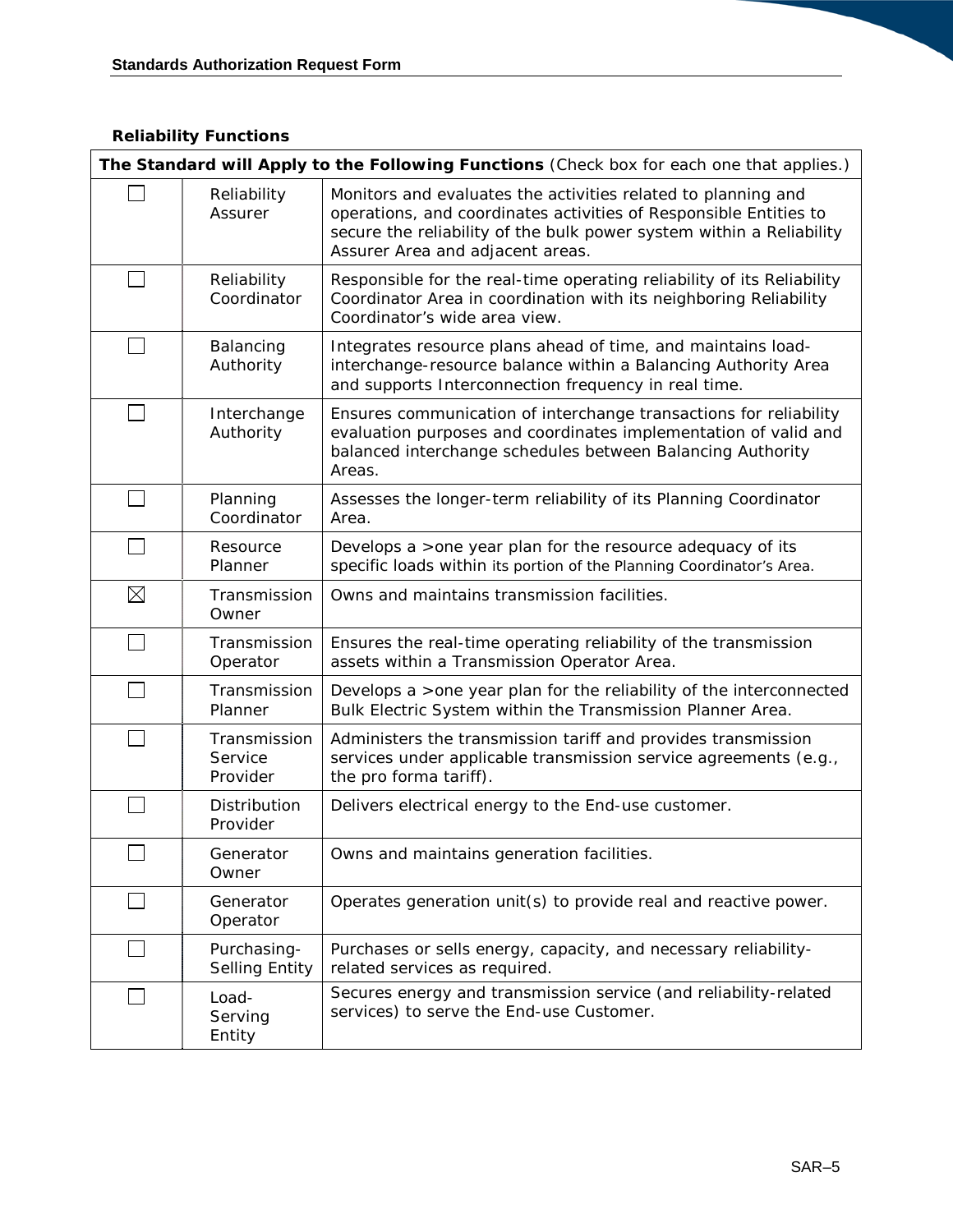**Reliability Functions**

| The Standard will Apply to the Following Functions (Check box for each one that applies.) | | |
|---|---|---|
| ☐ | Reliability Assurer | Monitors and evaluates the activities related to planning and operations, and coordinates activities of Responsible Entities to secure the reliability of the bulk power system within a Reliability Assurer Area and adjacent areas. |
| ☐ | Reliability Coordinator | Responsible for the real-time operating reliability of its Reliability Coordinator Area in coordination with its neighboring Reliability Coordinator's wide area view. |
| ☐ | Balancing Authority | Integrates resource plans ahead of time, and maintains load-interchange-resource balance within a Balancing Authority Area and supports Interconnection frequency in real time. |
| ☐ | Interchange Authority | Ensures communication of interchange transactions for reliability evaluation purposes and coordinates implementation of valid and balanced interchange schedules between Balancing Authority Areas. |
| ☐ | Planning Coordinator | Assesses the longer-term reliability of its Planning Coordinator Area. |
| ☐ | Resource Planner | Develops a >one year plan for the resource adequacy of its specific loads within its portion of the Planning Coordinator's Area. |
| ☒ | Transmission Owner | Owns and maintains transmission facilities. |
| ☐ | Transmission Operator | Ensures the real-time operating reliability of the transmission assets within a Transmission Operator Area. |
| ☐ | Transmission Planner | Develops a >one year plan for the reliability of the interconnected Bulk Electric System within the Transmission Planner Area. |
| ☐ | Transmission Service Provider | Administers the transmission tariff and provides transmission services under applicable transmission service agreements (e.g., the pro forma tariff). |
| ☐ | Distribution Provider | Delivers electrical energy to the End-use customer. |
| ☐ | Generator Owner | Owns and maintains generation facilities. |
| ☐ | Generator Operator | Operates generation unit(s) to provide real and reactive power. |
| ☐ | Purchasing-Selling Entity | Purchases or sells energy, capacity, and necessary reliability-related services as required. |
| ☐ | Load-Serving Entity | Secures energy and transmission service (and reliability-related services) to serve the End-use Customer. |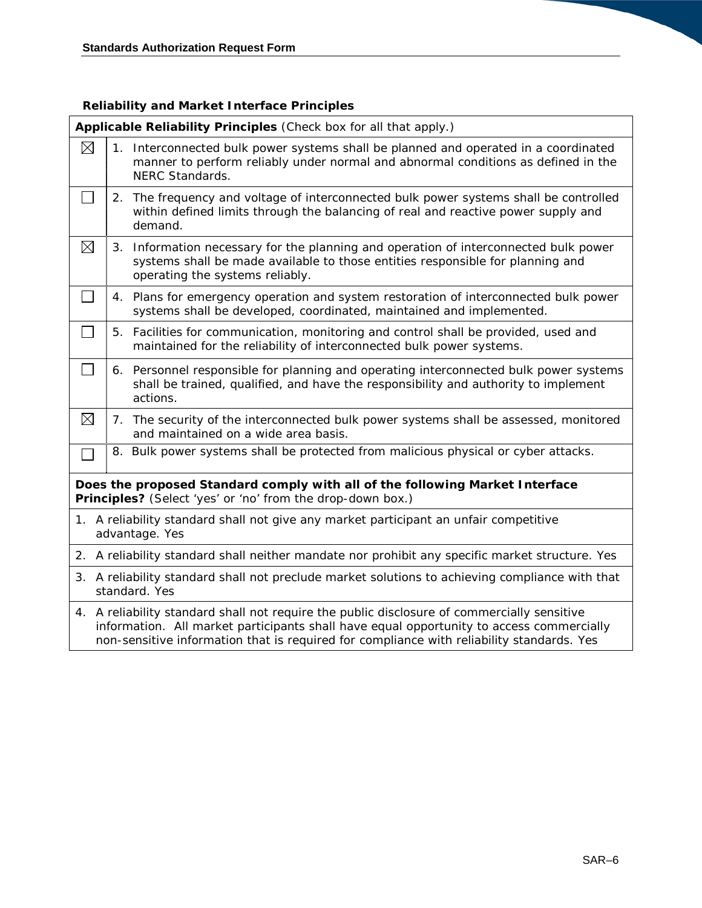**Reliability and Market Interface Principles**

| Applicable Reliability Principles (Check box for all that apply.) | |
|---|---|
| ☒ | 1. Interconnected bulk power systems shall be planned and operated in a coordinated manner to perform reliably under normal and abnormal conditions as defined in the NERC Standards. |
| ☐ | 2. The frequency and voltage of interconnected bulk power systems shall be controlled within defined limits through the balancing of real and reactive power supply and demand. |
| ☒ | 3. Information necessary for the planning and operation of interconnected bulk power systems shall be made available to those entities responsible for planning and operating the systems reliably. |
| ☐ | 4. Plans for emergency operation and system restoration of interconnected bulk power systems shall be developed, coordinated, maintained and implemented. |
| ☐ | 5. Facilities for communication, monitoring and control shall be provided, used and maintained for the reliability of interconnected bulk power systems. |
| ☐ | 6. Personnel responsible for planning and operating interconnected bulk power systems shall be trained, qualified, and have the responsibility and authority to implement actions. |
| ☒ | 7. The security of the interconnected bulk power systems shall be assessed, monitored and maintained on a wide area basis. |
| ☐ | 8. Bulk power systems shall be protected from malicious physical or cyber attacks. |

| **Does the proposed Standard comply with all of the following Market Interface Principles?** (Select 'yes' or 'no' from the drop-down box.) |
|---|
| 1. A reliability standard shall not give any market participant an unfair competitive advantage. Yes |
| 2. A reliability standard shall neither mandate nor prohibit any specific market structure. Yes |
| 3. A reliability standard shall not preclude market solutions to achieving compliance with that standard. Yes |
| 4. A reliability standard shall not require the public disclosure of commercially sensitive information. All market participants shall have equal opportunity to access commercially non-sensitive information that is required for compliance with reliability standards. Yes |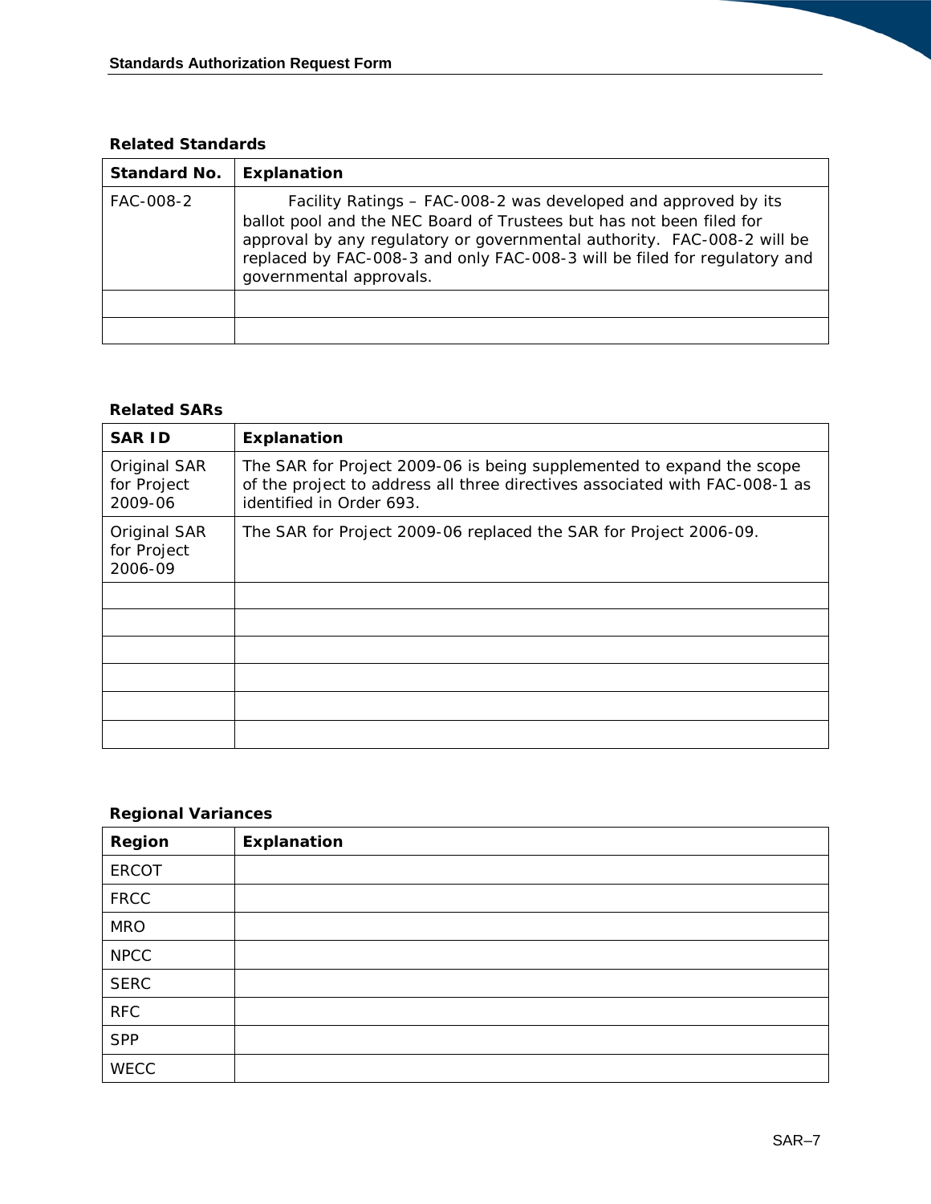## Related Standards

| Standard No. | Explanation |
|---|---|
| FAC-008-2 | Facility Ratings – FAC-008-2 was developed and approved by its ballot pool and the NEC Board of Trustees but has not been filed for approval by any regulatory or governmental authority. FAC-008-2 will be replaced by FAC-008-3 and only FAC-008-3 will be filed for regulatory and governmental approvals. |
| | |
| | |

## Related SARs

| SAR ID | Explanation |
|---|---|
| Original SAR for Project 2009-06 | The SAR for Project 2009-06 is being supplemented to expand the scope of the project to address all three directives associated with FAC-008-1 as identified in Order 693. |
| Original SAR for Project 2006-09 | The SAR for Project 2009-06 replaced the SAR for Project 2006-09. |
| | |
| | |
| | |
| | |
| | |
| | |

## Regional Variances

| Region | Explanation |
|---|---|
| ERCOT | |
| FRCC | |
| MRO | |
| NPCC | |
| SERC | |
| RFC | |
| SPP | |
| WECC | |